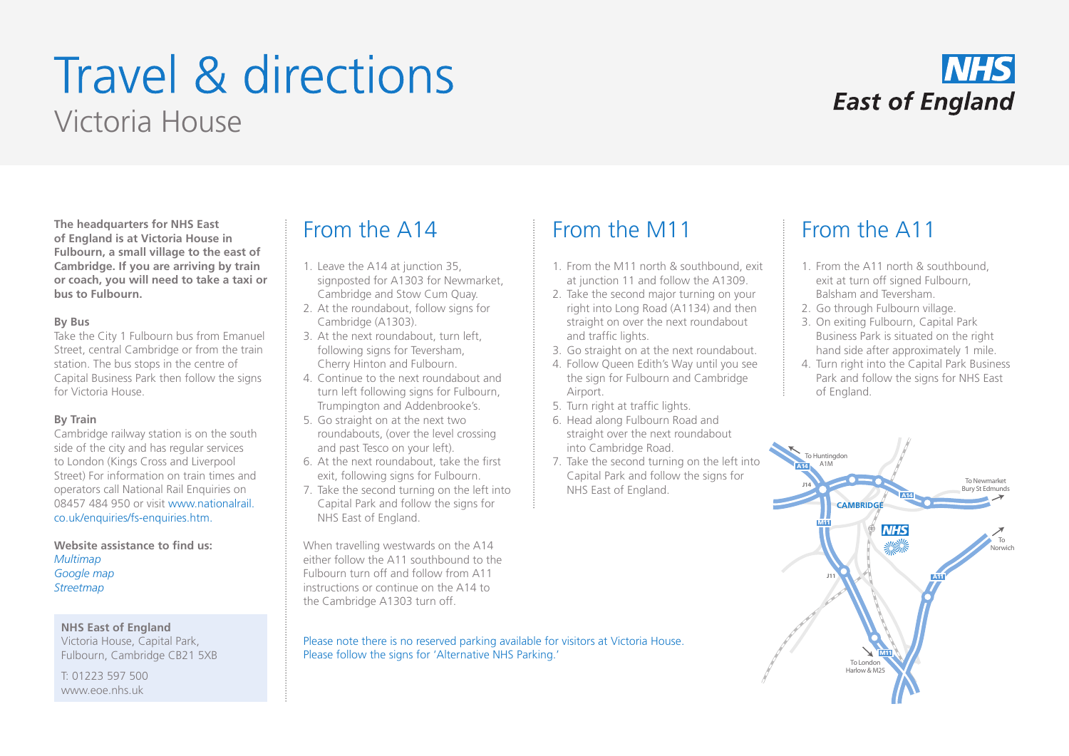# Travel & directions

## Victoria House

NHS East of England

**The headquarters for NHS East of England is at Victoria House in Fulbourn, a small village to the east of Cambridge. If you are arriving by train or coach, you will need to take a taxi or bus to Fulbourn.**

**By Bus**

Take the City 1 Fulbourn bus from Emanuel Street, central Cambridge or from the train station. The bus stops in the centre of Capital Business Park then follow the signs for Victoria House.

**By Train**

Cambridge railway station is on the south side of the city and has regular services to London (Kings Cross and Liverpool Street) For information on train times and operators call National Rail Enquiries on 08457 484 950 or visit www.nationalrail.co.uk/enquiries/fs-enquiries.htm.

**Website assistance to find us:**

*Multimap*
*Google map*
*Streetmap*

**NHS East of England**
Victoria House, Capital Park,
Fulbourn, Cambridge CB21 5XB

T: 01223 597 500
www.eoe.nhs.uk

## From the A14

1. Leave the A14 at junction 35, signposted for A1303 for Newmarket, Cambridge and Stow Cum Quay.
2. At the roundabout, follow signs for Cambridge (A1303).
3. At the next roundabout, turn left, following signs for Teversham, Cherry Hinton and Fulbourn.
4. Continue to the next roundabout and turn left following signs for Fulbourn, Trumpington and Addenbrooke's.
5. Go straight on at the next two roundabouts, (over the level crossing and past Tesco on your left).
6. At the next roundabout, take the first exit, following signs for Fulbourn.
7. Take the second turning on the left into Capital Park and follow the signs for NHS East of England.

When travelling westwards on the A14 either follow the A11 southbound to the Fulbourn turn off and follow from A11 instructions or continue on the A14 to the Cambridge A1303 turn off.

## From the M11

1. From the M11 north & southbound, exit at junction 11 and follow the A1309.
2. Take the second major turning on your right into Long Road (A1134) and then straight on over the next roundabout and traffic lights.
3. Go straight on at the next roundabout.
4. Follow Queen Edith's Way until you see the sign for Fulbourn and Cambridge Airport.
5. Turn right at traffic lights.
6. Head along Fulbourn Road and straight over the next roundabout into Cambridge Road.
7. Take the second turning on the left into Capital Park and follow the signs for NHS East of England.

## From the A11

1. From the A11 north & southbound, exit at turn off signed Fulbourn, Balsham and Teversham.
2. Go through Fulbourn village.
3. On exiting Fulbourn, Capital Park Business Park is situated on the right hand side after approximately 1 mile.
4. Turn right into the Capital Park Business Park and follow the signs for NHS East of England.

To Huntingdon A1M
A14
J14
To Newmarket Bury St Edmunds
CAMBRIDGE
M11
NHS
To Norwich
J11
A11
To London Harlow & M25

Please note there is no reserved parking available for visitors at Victoria House. Please follow the signs for 'Alternative NHS Parking.'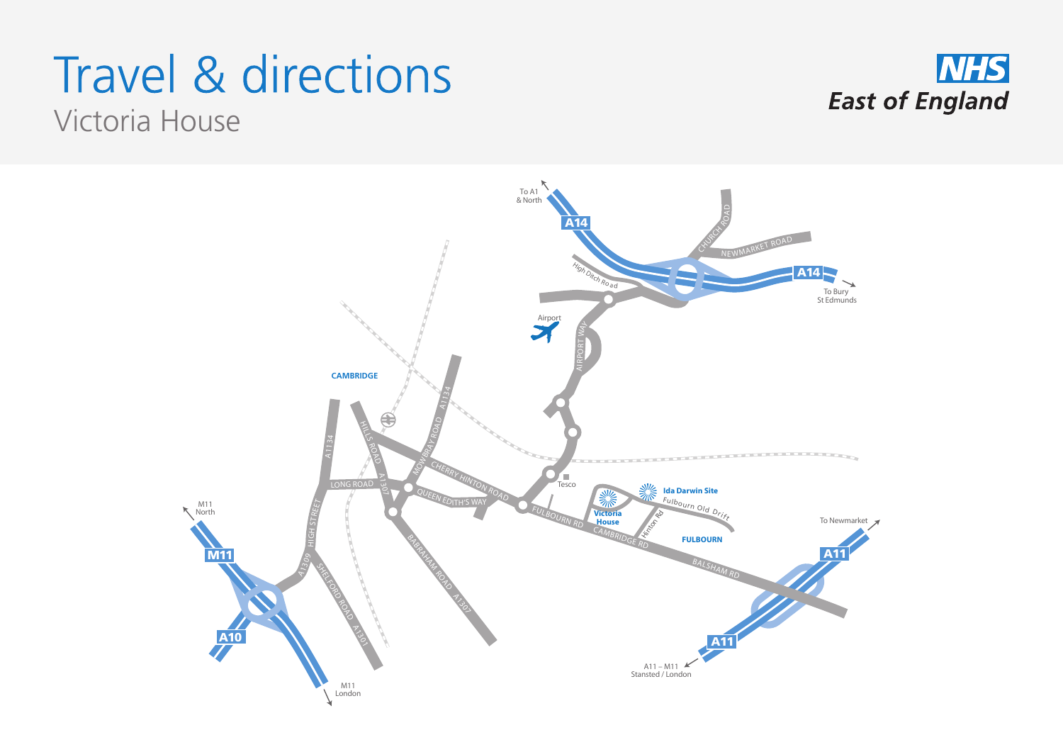# Travel & directions

## Victoria House

**NHS**

**East of England**

To A1 & North

A14

CHURCH ROAD

NEWMARKET ROAD

A14

To Bury St Edmunds

High Ditch Road

Airport

AIRPORT WAY

CAMBRIDGE

A1134

HILLS ROAD

MOWBRAY ROAD

A1134

CHERRY HINTON ROAD

LONG ROAD

A1307

QUEEN EDITH'S WAY

Tesco

Ida Darwin Site

Fulbourn Old Drift

Victoria House

FULBOURN RD

CAMBRIDGE RD

Hinton Rd

FULBOURN

BALSHAM RD

To Newmarket

A11

A11

A11 – M11 Stansted / London

M11 North

M11

HIGH STREET

A1309

SHELFORD ROAD A1301

BABRAHAM ROAD A1307

A10

M11 London